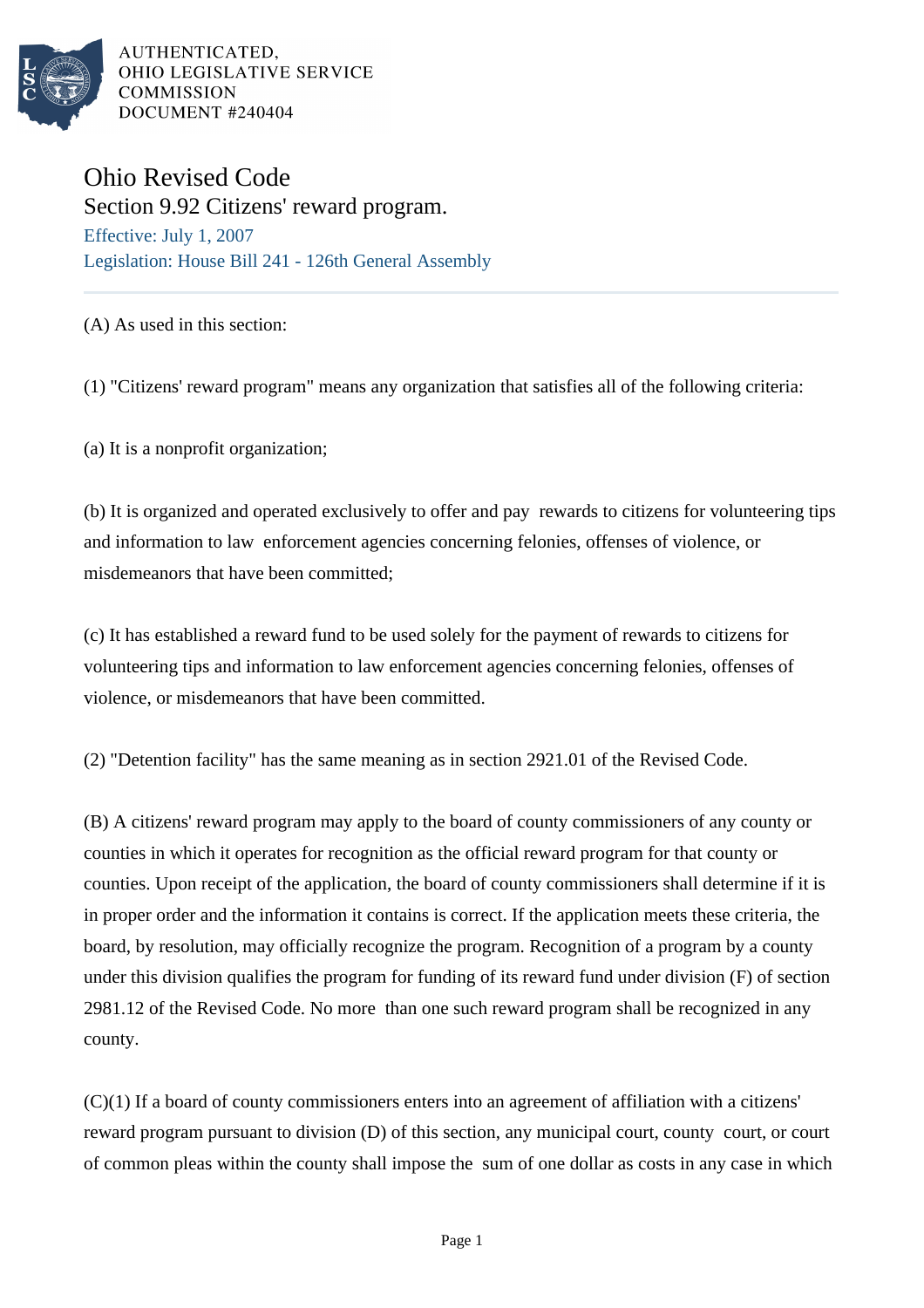AUTHENTICATED,
OHIO LEGISLATIVE SERVICE
COMMISSION
DOCUMENT #240404

# Ohio Revised Code

## Section 9.92 Citizens' reward program.

Effective: July 1, 2007

Legislation: House Bill 241 - 126th General Assembly

(A) As used in this section:

(1) "Citizens' reward program" means any organization that satisfies all of the following criteria:

(a) It is a nonprofit organization;

(b) It is organized and operated exclusively to offer and pay rewards to citizens for volunteering tips and information to law enforcement agencies concerning felonies, offenses of violence, or misdemeanors that have been committed;

(c) It has established a reward fund to be used solely for the payment of rewards to citizens for volunteering tips and information to law enforcement agencies concerning felonies, offenses of violence, or misdemeanors that have been committed.

(2) "Detention facility" has the same meaning as in section 2921.01 of the Revised Code.

(B) A citizens' reward program may apply to the board of county commissioners of any county or counties in which it operates for recognition as the official reward program for that county or counties. Upon receipt of the application, the board of county commissioners shall determine if it is in proper order and the information it contains is correct. If the application meets these criteria, the board, by resolution, may officially recognize the program. Recognition of a program by a county under this division qualifies the program for funding of its reward fund under division (F) of section 2981.12 of the Revised Code. No more than one such reward program shall be recognized in any county.

(C)(1) If a board of county commissioners enters into an agreement of affiliation with a citizens' reward program pursuant to division (D) of this section, any municipal court, county court, or court of common pleas within the county shall impose the sum of one dollar as costs in any case in which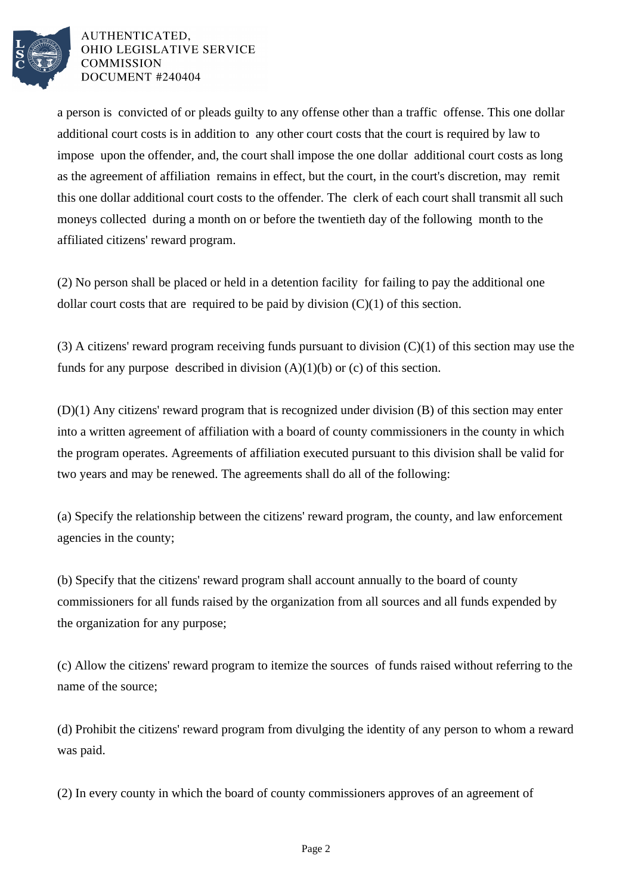a person is convicted of or pleads guilty to any offense other than a traffic offense. This one dollar additional court costs is in addition to any other court costs that the court is required by law to impose upon the offender, and, the court shall impose the one dollar additional court costs as long as the agreement of affiliation remains in effect, but the court, in the court's discretion, may remit this one dollar additional court costs to the offender. The clerk of each court shall transmit all such moneys collected during a month on or before the twentieth day of the following month to the affiliated citizens' reward program.

(2) No person shall be placed or held in a detention facility for failing to pay the additional one dollar court costs that are required to be paid by division (C)(1) of this section.

(3) A citizens' reward program receiving funds pursuant to division (C)(1) of this section may use the funds for any purpose described in division (A)(1)(b) or (c) of this section.

(D)(1) Any citizens' reward program that is recognized under division (B) of this section may enter into a written agreement of affiliation with a board of county commissioners in the county in which the program operates. Agreements of affiliation executed pursuant to this division shall be valid for two years and may be renewed. The agreements shall do all of the following:

(a) Specify the relationship between the citizens' reward program, the county, and law enforcement agencies in the county;

(b) Specify that the citizens' reward program shall account annually to the board of county commissioners for all funds raised by the organization from all sources and all funds expended by the organization for any purpose;

(c) Allow the citizens' reward program to itemize the sources of funds raised without referring to the name of the source;

(d) Prohibit the citizens' reward program from divulging the identity of any person to whom a reward was paid.

(2) In every county in which the board of county commissioners approves of an agreement of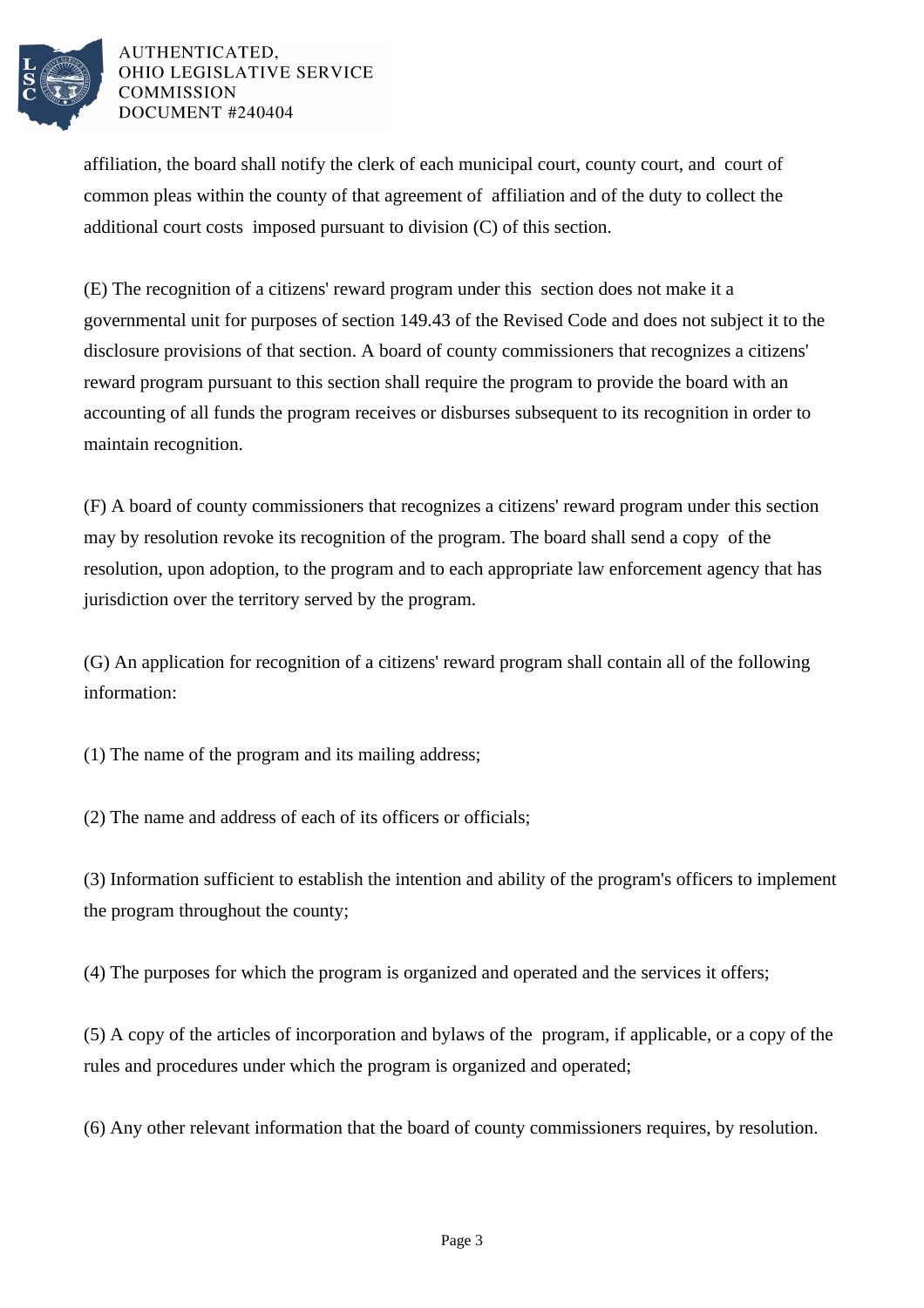affiliation, the board shall notify the clerk of each municipal court, county court, and court of common pleas within the county of that agreement of affiliation and of the duty to collect the additional court costs imposed pursuant to division (C) of this section.

(E) The recognition of a citizens' reward program under this section does not make it a governmental unit for purposes of section 149.43 of the Revised Code and does not subject it to the disclosure provisions of that section. A board of county commissioners that recognizes a citizens' reward program pursuant to this section shall require the program to provide the board with an accounting of all funds the program receives or disburses subsequent to its recognition in order to maintain recognition.

(F) A board of county commissioners that recognizes a citizens' reward program under this section may by resolution revoke its recognition of the program. The board shall send a copy of the resolution, upon adoption, to the program and to each appropriate law enforcement agency that has jurisdiction over the territory served by the program.

(G) An application for recognition of a citizens' reward program shall contain all of the following information:

(1) The name of the program and its mailing address;

(2) The name and address of each of its officers or officials;

(3) Information sufficient to establish the intention and ability of the program's officers to implement the program throughout the county;

(4) The purposes for which the program is organized and operated and the services it offers;

(5) A copy of the articles of incorporation and bylaws of the program, if applicable, or a copy of the rules and procedures under which the program is organized and operated;

(6) Any other relevant information that the board of county commissioners requires, by resolution.